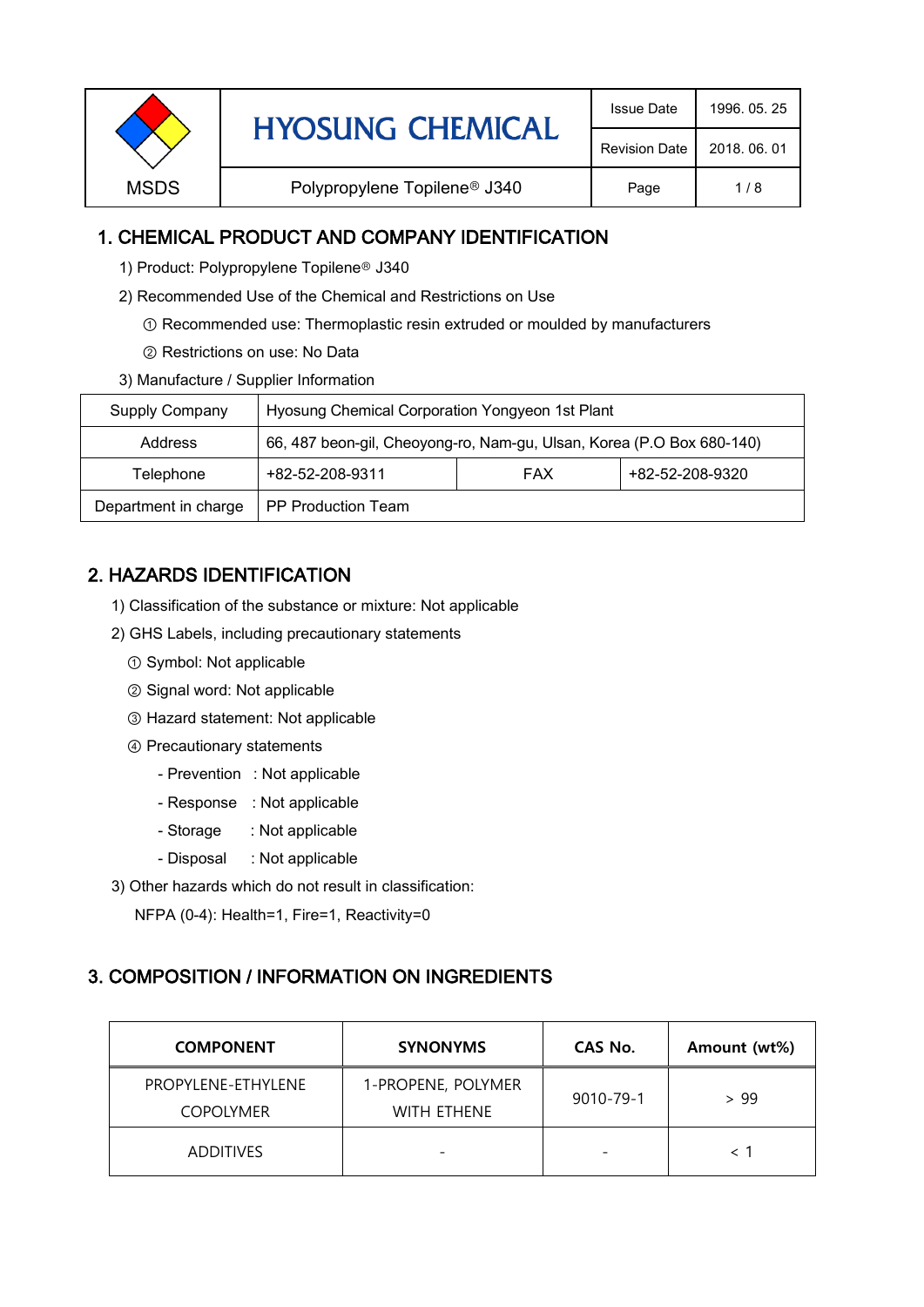| MSDS | HYOSUNG CHEMICAL | Issue Date | 1996. 05. 25 |
| --- | --- | --- | --- |
| | | Revision Date | 2018. 06. 01 |
| | Polypropylene Topilene® J340 | Page | 1 / 8 |

## 1. CHEMICAL PRODUCT AND COMPANY IDENTIFICATION

1) Product: Polypropylene Topilene® J340

2) Recommended Use of the Chemical and Restrictions on Use

① Recommended use: Thermoplastic resin extruded or moulded by manufacturers

② Restrictions on use: No Data

3) Manufacture / Supplier Information

| Supply Company | Hyosung Chemical Corporation Yongyeon 1st Plant | | |
| --- | --- | --- | --- |
| Address | 66, 487 beon-gil, Cheoyong-ro, Nam-gu, Ulsan, Korea (P.O Box 680-140) | | |
| Telephone | +82-52-208-9311 | FAX | +82-52-208-9320 |
| Department in charge | PP Production Team | | |

## 2. HAZARDS IDENTIFICATION

1) Classification of the substance or mixture: Not applicable

2) GHS Labels, including precautionary statements

① Symbol: Not applicable

② Signal word: Not applicable

③ Hazard statement: Not applicable

④ Precautionary statements

- Prevention : Not applicable
- Response : Not applicable
- Storage : Not applicable
- Disposal : Not applicable

3) Other hazards which do not result in classification:

NFPA (0-4): Health=1, Fire=1, Reactivity=0

## 3. COMPOSITION / INFORMATION ON INGREDIENTS

| COMPONENT | SYNONYMS | CAS No. | Amount (wt%) |
| --- | --- | --- | --- |
| PROPYLENE-ETHYLENE COPOLYMER | 1-PROPENE, POLYMER WITH ETHENE | 9010-79-1 | > 99 |
| ADDITIVES | - | - | < 1 |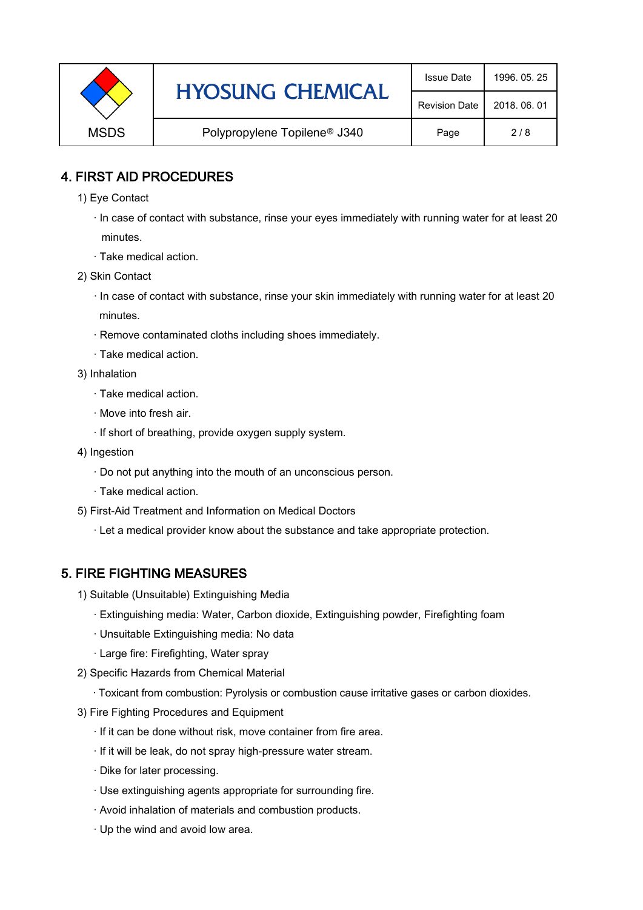## 4. FIRST AID PROCEDURES

1) Eye Contact

· In case of contact with substance, rinse your eyes immediately with running water for at least 20 minutes.

· Take medical action.

2) Skin Contact

· In case of contact with substance, rinse your skin immediately with running water for at least 20 minutes.

· Remove contaminated cloths including shoes immediately.

· Take medical action.

3) Inhalation

· Take medical action.

· Move into fresh air.

· If short of breathing, provide oxygen supply system.

4) Ingestion

· Do not put anything into the mouth of an unconscious person.

· Take medical action.

5) First-Aid Treatment and Information on Medical Doctors

· Let a medical provider know about the substance and take appropriate protection.

## 5. FIRE FIGHTING MEASURES

1) Suitable (Unsuitable) Extinguishing Media

· Extinguishing media: Water, Carbon dioxide, Extinguishing powder, Firefighting foam

· Unsuitable Extinguishing media: No data

· Large fire: Firefighting, Water spray

2) Specific Hazards from Chemical Material

· Toxicant from combustion: Pyrolysis or combustion cause irritative gases or carbon dioxides.

3) Fire Fighting Procedures and Equipment

· If it can be done without risk, move container from fire area.

· If it will be leak, do not spray high-pressure water stream.

· Dike for later processing.

· Use extinguishing agents appropriate for surrounding fire.

· Avoid inhalation of materials and combustion products.

· Up the wind and avoid low area.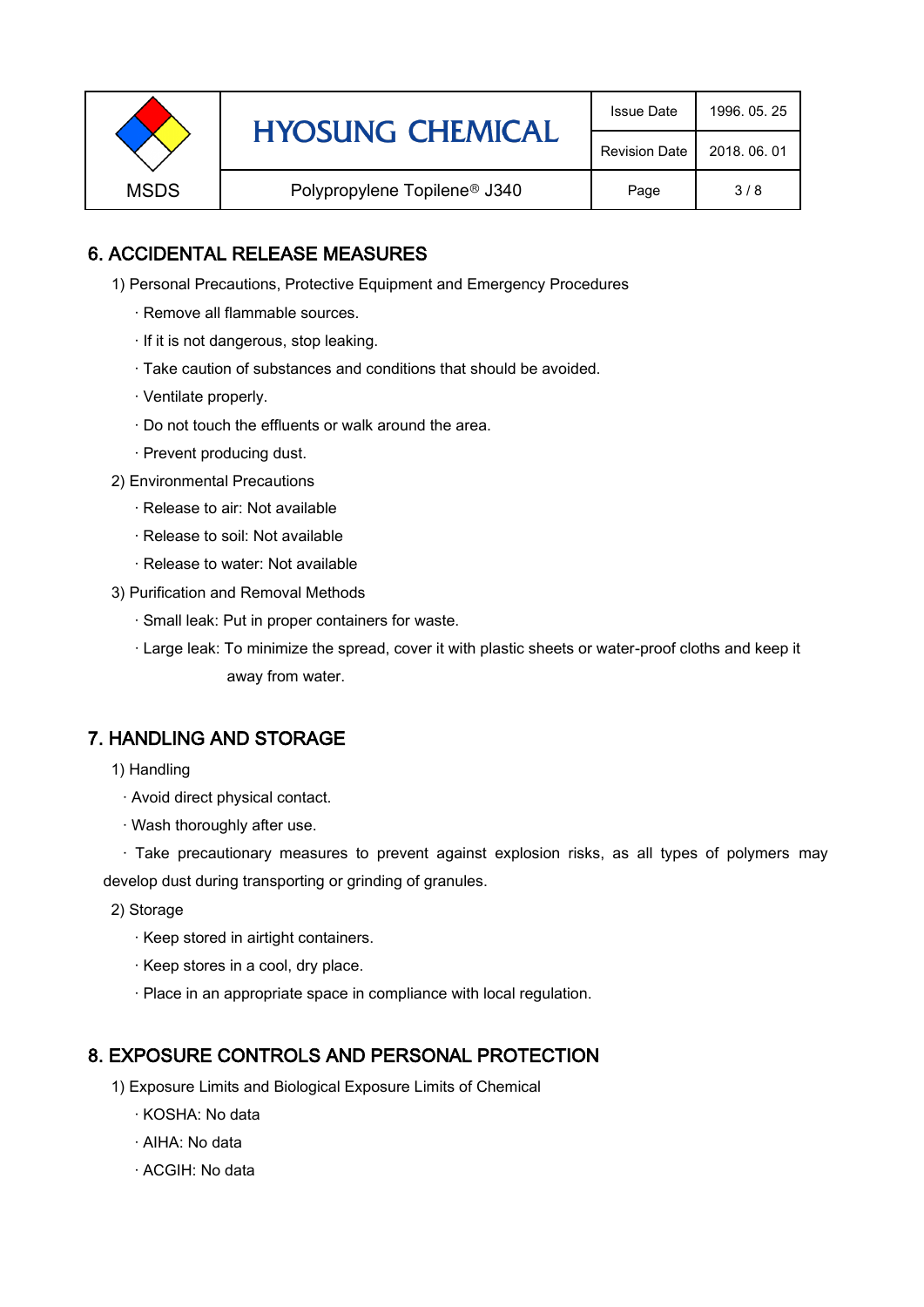## 6. ACCIDENTAL RELEASE MEASURES

1) Personal Precautions, Protective Equipment and Emergency Procedures

- · Remove all flammable sources.
- · If it is not dangerous, stop leaking.
- · Take caution of substances and conditions that should be avoided.
- · Ventilate properly.
- · Do not touch the effluents or walk around the area.
- · Prevent producing dust.

2) Environmental Precautions

- · Release to air: Not available
- · Release to soil: Not available
- · Release to water: Not available

3) Purification and Removal Methods

- · Small leak: Put in proper containers for waste.
- · Large leak: To minimize the spread, cover it with plastic sheets or water-proof cloths and keep it away from water.

## 7. HANDLING AND STORAGE

1) Handling

- · Avoid direct physical contact.
- · Wash thoroughly after use.
- · Take precautionary measures to prevent against explosion risks, as all types of polymers may develop dust during transporting or grinding of granules.

2) Storage

- · Keep stored in airtight containers.
- · Keep stores in a cool, dry place.
- · Place in an appropriate space in compliance with local regulation.

## 8. EXPOSURE CONTROLS AND PERSONAL PROTECTION

1) Exposure Limits and Biological Exposure Limits of Chemical

- · KOSHA: No data
- · AIHA: No data
- · ACGIH: No data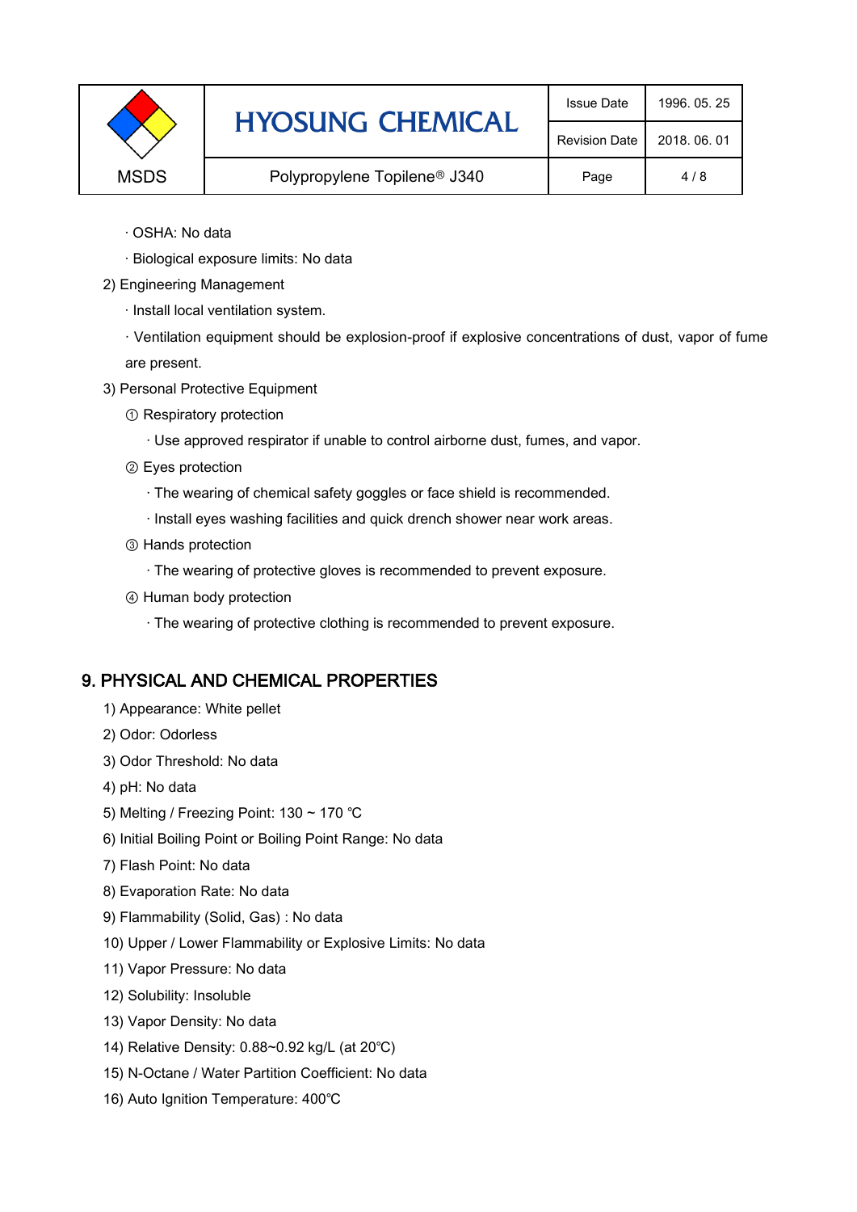· OSHA: No data

· Biological exposure limits: No data

2) Engineering Management

· Install local ventilation system.

· Ventilation equipment should be explosion-proof if explosive concentrations of dust, vapor of fume are present.

3) Personal Protective Equipment

① Respiratory protection

· Use approved respirator if unable to control airborne dust, fumes, and vapor.

② Eyes protection

· The wearing of chemical safety goggles or face shield is recommended.

· Install eyes washing facilities and quick drench shower near work areas.

③ Hands protection

· The wearing of protective gloves is recommended to prevent exposure.

④ Human body protection

· The wearing of protective clothing is recommended to prevent exposure.

## 9. PHYSICAL AND CHEMICAL PROPERTIES

1) Appearance: White pellet

2) Odor: Odorless

3) Odor Threshold: No data

4) pH: No data

5) Melting / Freezing Point: 130 ~ 170 ℃

6) Initial Boiling Point or Boiling Point Range: No data

7) Flash Point: No data

8) Evaporation Rate: No data

9) Flammability (Solid, Gas) : No data

10) Upper / Lower Flammability or Explosive Limits: No data

11) Vapor Pressure: No data

12) Solubility: Insoluble

13) Vapor Density: No data

14) Relative Density: 0.88~0.92 kg/L (at 20℃)

15) N-Octane / Water Partition Coefficient: No data

16) Auto Ignition Temperature: 400℃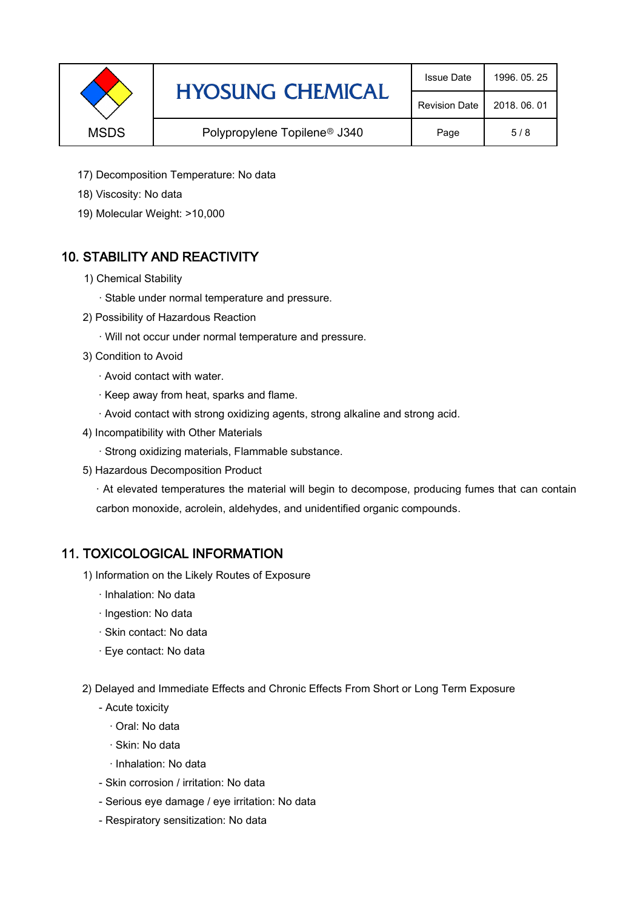17) Decomposition Temperature: No data

18) Viscosity: No data

19) Molecular Weight: >10,000

## 10. STABILITY AND REACTIVITY

1) Chemical Stability

· Stable under normal temperature and pressure.

2) Possibility of Hazardous Reaction

· Will not occur under normal temperature and pressure.

3) Condition to Avoid

· Avoid contact with water.

· Keep away from heat, sparks and flame.

· Avoid contact with strong oxidizing agents, strong alkaline and strong acid.

4) Incompatibility with Other Materials

· Strong oxidizing materials, Flammable substance.

5) Hazardous Decomposition Product

· At elevated temperatures the material will begin to decompose, producing fumes that can contain carbon monoxide, acrolein, aldehydes, and unidentified organic compounds.

## 11. TOXICOLOGICAL INFORMATION

1) Information on the Likely Routes of Exposure

· Inhalation: No data

· Ingestion: No data

· Skin contact: No data

· Eye contact: No data

2) Delayed and Immediate Effects and Chronic Effects From Short or Long Term Exposure

- Acute toxicity
  - · Oral: No data
  - · Skin: No data
  - · Inhalation: No data
- Skin corrosion / irritation: No data
- Serious eye damage / eye irritation: No data
- Respiratory sensitization: No data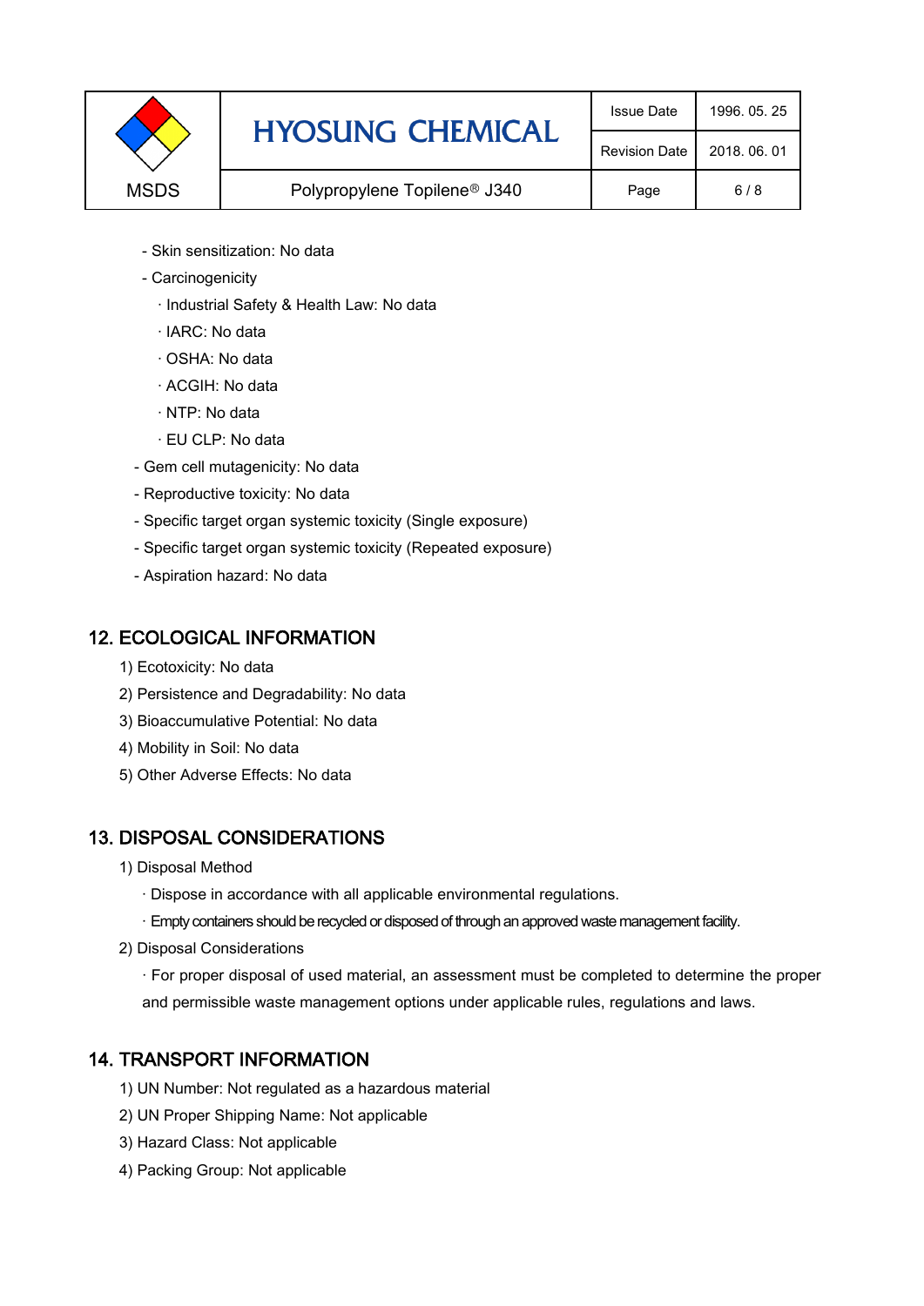- Skin sensitization: No data
- Carcinogenicity
  - · Industrial Safety & Health Law: No data
  - · IARC: No data
  - · OSHA: No data
  - · ACGIH: No data
  - · NTP: No data
  - · EU CLP: No data
- Gem cell mutagenicity: No data
- Reproductive toxicity: No data
- Specific target organ systemic toxicity (Single exposure)
- Specific target organ systemic toxicity (Repeated exposure)
- Aspiration hazard: No data

## 12. ECOLOGICAL INFORMATION

1) Ecotoxicity: No data
2) Persistence and Degradability: No data
3) Bioaccumulative Potential: No data
4) Mobility in Soil: No data
5) Other Adverse Effects: No data

## 13. DISPOSAL CONSIDERATIONS

1) Disposal Method
   · Dispose in accordance with all applicable environmental regulations.
   · Empty containers should be recycled or disposed of through an approved waste management facility.
2) Disposal Considerations
   · For proper disposal of used material, an assessment must be completed to determine the proper and permissible waste management options under applicable rules, regulations and laws.

## 14. TRANSPORT INFORMATION

1) UN Number: Not regulated as a hazardous material
2) UN Proper Shipping Name: Not applicable
3) Hazard Class: Not applicable
4) Packing Group: Not applicable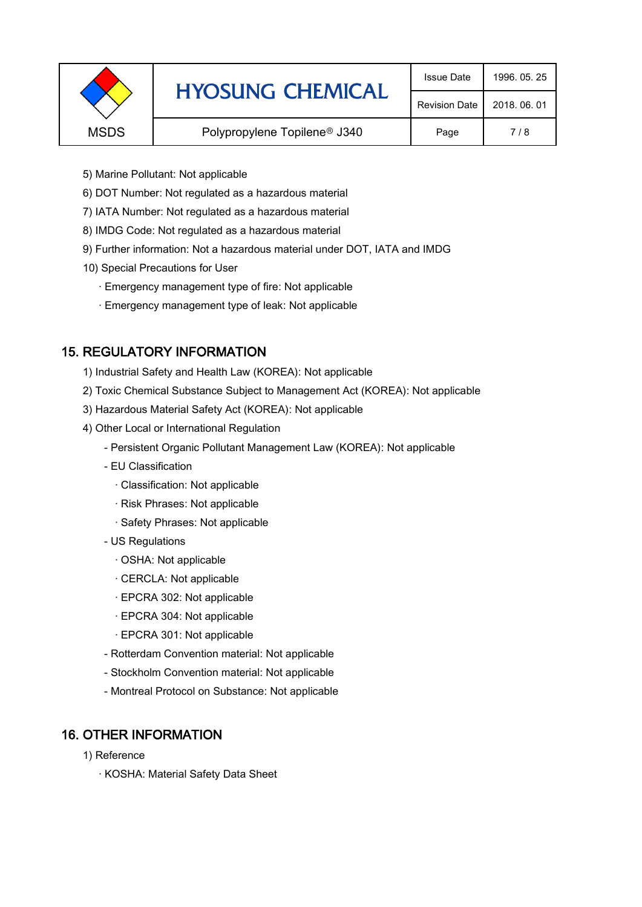5) Marine Pollutant: Not applicable

6) DOT Number: Not regulated as a hazardous material

7) IATA Number: Not regulated as a hazardous material

8) IMDG Code: Not regulated as a hazardous material

9) Further information: Not a hazardous material under DOT, IATA and IMDG

10) Special Precautions for User

· Emergency management type of fire: Not applicable

· Emergency management type of leak: Not applicable

## 15. REGULATORY INFORMATION

1) Industrial Safety and Health Law (KOREA): Not applicable

2) Toxic Chemical Substance Subject to Management Act (KOREA): Not applicable

3) Hazardous Material Safety Act (KOREA): Not applicable

4) Other Local or International Regulation

- Persistent Organic Pollutant Management Law (KOREA): Not applicable
- EU Classification
  - · Classification: Not applicable
  - · Risk Phrases: Not applicable
  - · Safety Phrases: Not applicable
- US Regulations
  - · OSHA: Not applicable
  - · CERCLA: Not applicable
  - · EPCRA 302: Not applicable
  - · EPCRA 304: Not applicable
  - · EPCRA 301: Not applicable
- Rotterdam Convention material: Not applicable
- Stockholm Convention material: Not applicable
- Montreal Protocol on Substance: Not applicable

## 16. OTHER INFORMATION

1) Reference

· KOSHA: Material Safety Data Sheet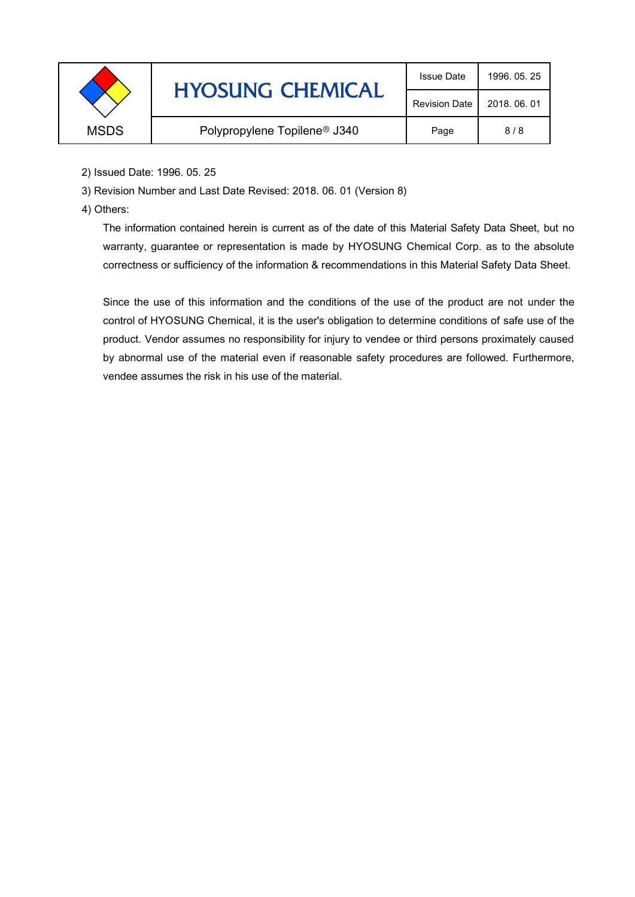2) Issued Date: 1996. 05. 25

3) Revision Number and Last Date Revised: 2018. 06. 01 (Version 8)

4) Others:

The information contained herein is current as of the date of this Material Safety Data Sheet, but no warranty, guarantee or representation is made by HYOSUNG Chemical Corp. as to the absolute correctness or sufficiency of the information & recommendations in this Material Safety Data Sheet.

Since the use of this information and the conditions of the use of the product are not under the control of HYOSUNG Chemical, it is the user's obligation to determine conditions of safe use of the product. Vendor assumes no responsibility for injury to vendee or third persons proximately caused by abnormal use of the material even if reasonable safety procedures are followed. Furthermore, vendee assumes the risk in his use of the material.